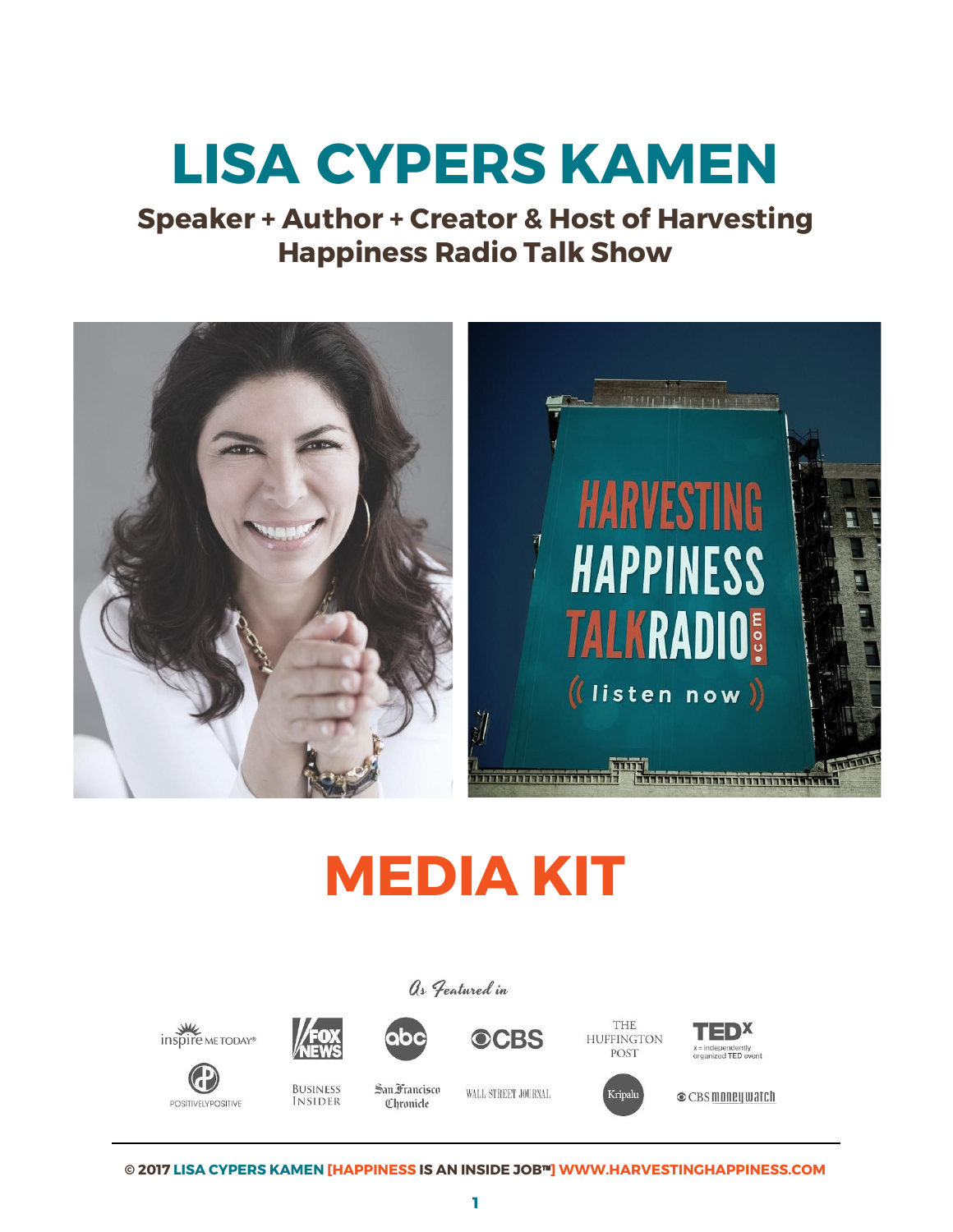# LISA CYPERS KAMEN

## Speaker + Author + Creator & Host of Harvesting Happiness Radio Talk Show

# MEDIA KIT

*As Featured in*

inspire ME TODAY® | FOX NEWS | abc | CBS | THE HUFFINGTON POST | TEDx x = independently organized TED event

POSITIVELYPOSITIVE | BUSINESS INSIDER | San Francisco Chronicle | WALL STREET JOURNAL | Kripalu | CBS moneywatch

© 2017 LISA CYPERS KAMEN [HAPPINESS IS AN INSIDE JOB™] WWW.HARVESTINGHAPPINESS.COM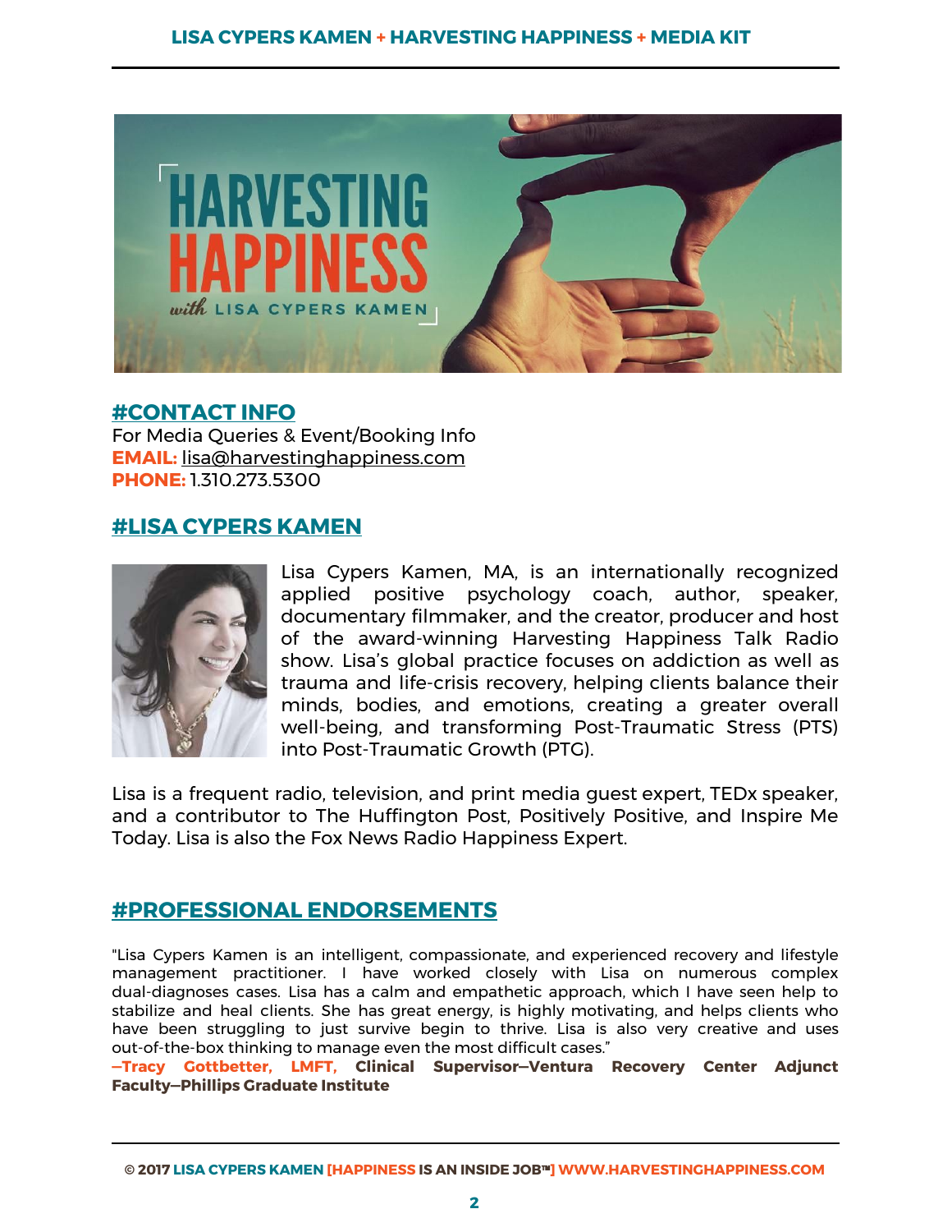## #CONTACT INFO

For Media Queries & Event/Booking Info

**EMAIL:** lisa@harvestinghappiness.com

**PHONE:** 1.310.273.5300

## #LISA CYPERS KAMEN

Lisa Cypers Kamen, MA, is an internationally recognized applied positive psychology coach, author, speaker, documentary filmmaker, and the creator, producer and host of the award-winning Harvesting Happiness Talk Radio show. Lisa's global practice focuses on addiction as well as trauma and life-crisis recovery, helping clients balance their minds, bodies, and emotions, creating a greater overall well-being, and transforming Post-Traumatic Stress (PTS) into Post-Traumatic Growth (PTG).

Lisa is a frequent radio, television, and print media guest expert, TEDx speaker, and a contributor to The Huffington Post, Positively Positive, and Inspire Me Today. Lisa is also the Fox News Radio Happiness Expert.

## #PROFESSIONAL ENDORSEMENTS

"Lisa Cypers Kamen is an intelligent, compassionate, and experienced recovery and lifestyle management practitioner. I have worked closely with Lisa on numerous complex dual-diagnoses cases. Lisa has a calm and empathetic approach, which I have seen help to stabilize and heal clients. She has great energy, is highly motivating, and helps clients who have been struggling to just survive begin to thrive. Lisa is also very creative and uses out-of-the-box thinking to manage even the most difficult cases."

**—Tracy Gottbetter, LMFT, Clinical Supervisor—Ventura Recovery Center Adjunct Faculty—Phillips Graduate Institute**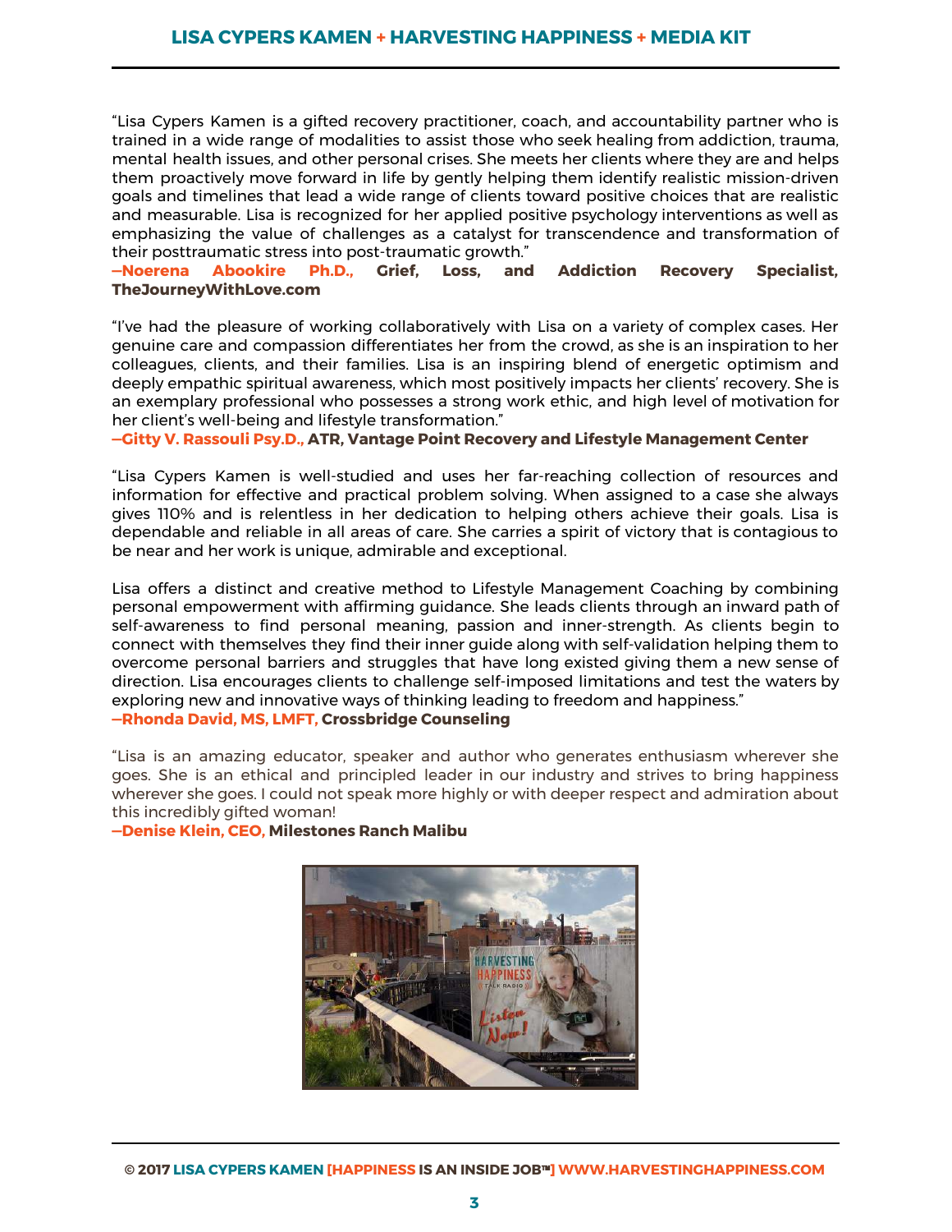"Lisa Cypers Kamen is a gifted recovery practitioner, coach, and accountability partner who is trained in a wide range of modalities to assist those who seek healing from addiction, trauma, mental health issues, and other personal crises. She meets her clients where they are and helps them proactively move forward in life by gently helping them identify realistic mission-driven goals and timelines that lead a wide range of clients toward positive choices that are realistic and measurable. Lisa is recognized for her applied positive psychology interventions as well as emphasizing the value of challenges as a catalyst for transcendence and transformation of their posttraumatic stress into post-traumatic growth."
**—Noerena Abookire Ph.D., Grief, Loss, and Addiction Recovery Specialist, TheJourneyWithLove.com**

"I've had the pleasure of working collaboratively with Lisa on a variety of complex cases. Her genuine care and compassion differentiates her from the crowd, as she is an inspiration to her colleagues, clients, and their families. Lisa is an inspiring blend of energetic optimism and deeply empathic spiritual awareness, which most positively impacts her clients' recovery. She is an exemplary professional who possesses a strong work ethic, and high level of motivation for her client's well-being and lifestyle transformation."
**—Gitty V. Rassouli Psy.D., ATR, Vantage Point Recovery and Lifestyle Management Center**

"Lisa Cypers Kamen is well-studied and uses her far-reaching collection of resources and information for effective and practical problem solving. When assigned to a case she always gives 110% and is relentless in her dedication to helping others achieve their goals. Lisa is dependable and reliable in all areas of care. She carries a spirit of victory that is contagious to be near and her work is unique, admirable and exceptional.

Lisa offers a distinct and creative method to Lifestyle Management Coaching by combining personal empowerment with affirming guidance. She leads clients through an inward path of self-awareness to find personal meaning, passion and inner-strength. As clients begin to connect with themselves they find their inner guide along with self-validation helping them to overcome personal barriers and struggles that have long existed giving them a new sense of direction. Lisa encourages clients to challenge self-imposed limitations and test the waters by exploring new and innovative ways of thinking leading to freedom and happiness."
**—Rhonda David, MS, LMFT, Crossbridge Counseling**

"Lisa is an amazing educator, speaker and author who generates enthusiasm wherever she goes. She is an ethical and principled leader in our industry and strives to bring happiness wherever she goes. I could not speak more highly or with deeper respect and admiration about this incredibly gifted woman!
**—Denise Klein, CEO, Milestones Ranch Malibu**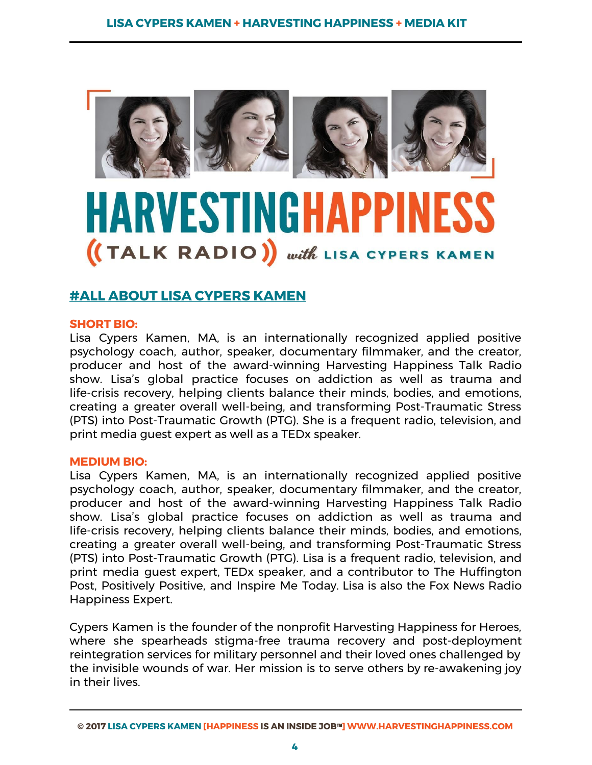# HARVESTING HAPPINESS

((TALK RADIO)) with LISA CYPERS KAMEN

## #ALL ABOUT LISA CYPERS KAMEN

**SHORT BIO:**

Lisa Cypers Kamen, MA, is an internationally recognized applied positive psychology coach, author, speaker, documentary filmmaker, and the creator, producer and host of the award-winning Harvesting Happiness Talk Radio show. Lisa's global practice focuses on addiction as well as trauma and life-crisis recovery, helping clients balance their minds, bodies, and emotions, creating a greater overall well-being, and transforming Post-Traumatic Stress (PTS) into Post-Traumatic Growth (PTG). She is a frequent radio, television, and print media guest expert as well as a TEDx speaker.

**MEDIUM BIO:**

Lisa Cypers Kamen, MA, is an internationally recognized applied positive psychology coach, author, speaker, documentary filmmaker, and the creator, producer and host of the award-winning Harvesting Happiness Talk Radio show. Lisa's global practice focuses on addiction as well as trauma and life-crisis recovery, helping clients balance their minds, bodies, and emotions, creating a greater overall well-being, and transforming Post-Traumatic Stress (PTS) into Post-Traumatic Growth (PTG). Lisa is a frequent radio, television, and print media guest expert, TEDx speaker, and a contributor to The Huffington Post, Positively Positive, and Inspire Me Today. Lisa is also the Fox News Radio Happiness Expert.

Cypers Kamen is the founder of the nonprofit Harvesting Happiness for Heroes, where she spearheads stigma-free trauma recovery and post-deployment reintegration services for military personnel and their loved ones challenged by the invisible wounds of war. Her mission is to serve others by re-awakening joy in their lives.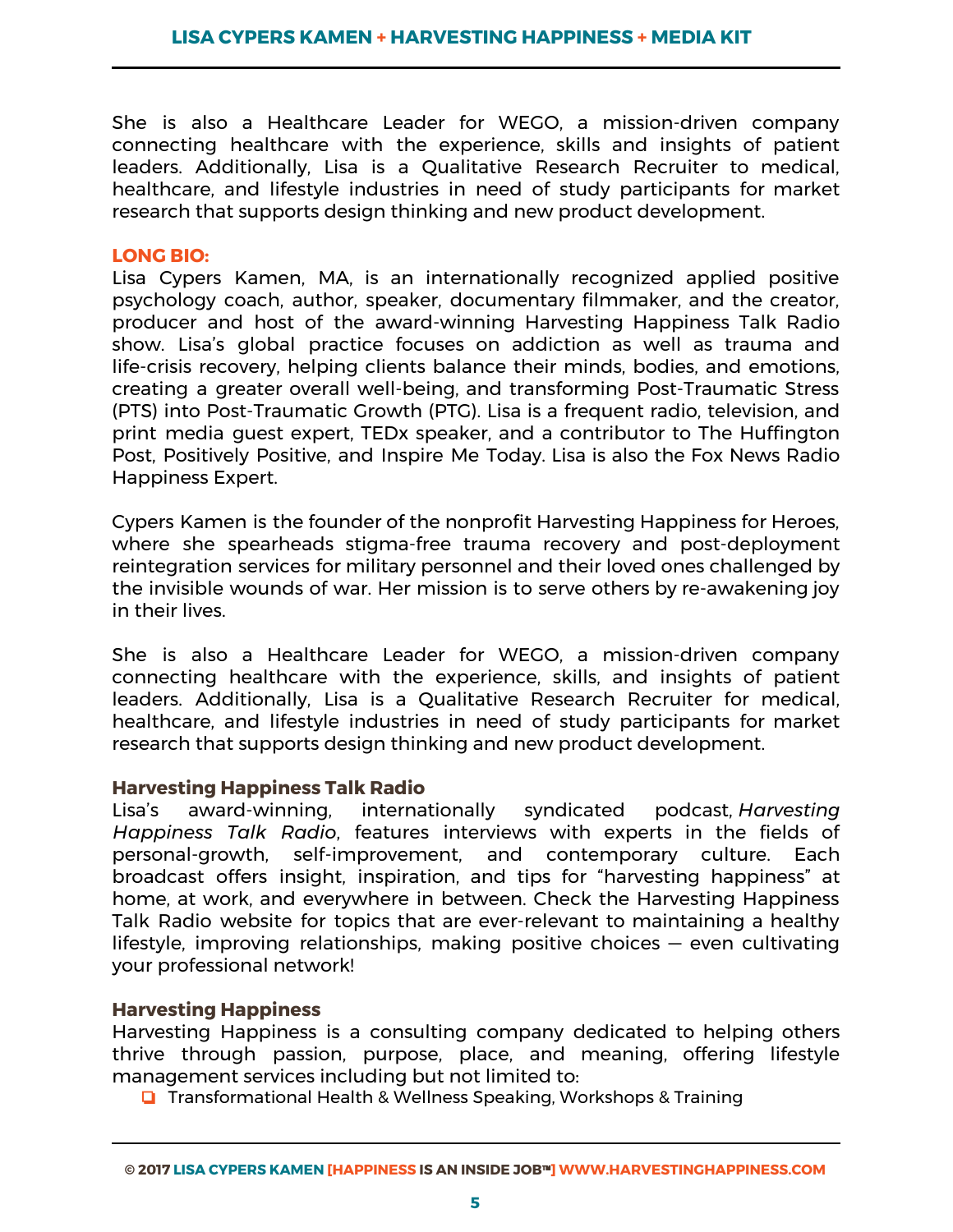She is also a Healthcare Leader for WEGO, a mission-driven company connecting healthcare with the experience, skills and insights of patient leaders. Additionally, Lisa is a Qualitative Research Recruiter to medical, healthcare, and lifestyle industries in need of study participants for market research that supports design thinking and new product development.

**LONG BIO:**

Lisa Cypers Kamen, MA, is an internationally recognized applied positive psychology coach, author, speaker, documentary filmmaker, and the creator, producer and host of the award-winning Harvesting Happiness Talk Radio show. Lisa's global practice focuses on addiction as well as trauma and life-crisis recovery, helping clients balance their minds, bodies, and emotions, creating a greater overall well-being, and transforming Post-Traumatic Stress (PTS) into Post-Traumatic Growth (PTG). Lisa is a frequent radio, television, and print media guest expert, TEDx speaker, and a contributor to The Huffington Post, Positively Positive, and Inspire Me Today. Lisa is also the Fox News Radio Happiness Expert.

Cypers Kamen is the founder of the nonprofit Harvesting Happiness for Heroes, where she spearheads stigma-free trauma recovery and post-deployment reintegration services for military personnel and their loved ones challenged by the invisible wounds of war. Her mission is to serve others by re-awakening joy in their lives.

She is also a Healthcare Leader for WEGO, a mission-driven company connecting healthcare with the experience, skills, and insights of patient leaders. Additionally, Lisa is a Qualitative Research Recruiter for medical, healthcare, and lifestyle industries in need of study participants for market research that supports design thinking and new product development.

### Harvesting Happiness Talk Radio

Lisa's award-winning, internationally syndicated podcast, *Harvesting Happiness Talk Radio*, features interviews with experts in the fields of personal-growth, self-improvement, and contemporary culture. Each broadcast offers insight, inspiration, and tips for "harvesting happiness" at home, at work, and everywhere in between. Check the Harvesting Happiness Talk Radio website for topics that are ever-relevant to maintaining a healthy lifestyle, improving relationships, making positive choices — even cultivating your professional network!

### Harvesting Happiness

Harvesting Happiness is a consulting company dedicated to helping others thrive through passion, purpose, place, and meaning, offering lifestyle management services including but not limited to:

- Transformational Health & Wellness Speaking, Workshops & Training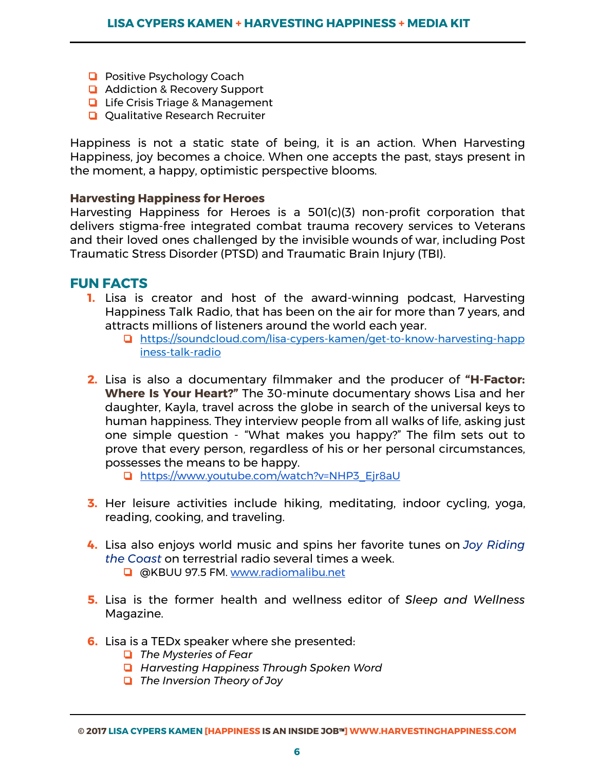- Positive Psychology Coach
- Addiction & Recovery Support
- Life Crisis Triage & Management
- Qualitative Research Recruiter

Happiness is not a static state of being, it is an action. When Harvesting Happiness, joy becomes a choice. When one accepts the past, stays present in the moment, a happy, optimistic perspective blooms.

**Harvesting Happiness for Heroes**

Harvesting Happiness for Heroes is a 501(c)(3) non-profit corporation that delivers stigma-free integrated combat trauma recovery services to Veterans and their loved ones challenged by the invisible wounds of war, including Post Traumatic Stress Disorder (PTSD) and Traumatic Brain Injury (TBI).

## FUN FACTS

1. Lisa is creator and host of the award-winning podcast, Harvesting Happiness Talk Radio, that has been on the air for more than 7 years, and attracts millions of listeners around the world each year.
   - https://soundcloud.com/lisa-cypers-kamen/get-to-know-harvesting-happiness-talk-radio

2. Lisa is also a documentary filmmaker and the producer of **"H-Factor: Where Is Your Heart?"** The 30-minute documentary shows Lisa and her daughter, Kayla, travel across the globe in search of the universal keys to human happiness. They interview people from all walks of life, asking just one simple question - "What makes you happy?" The film sets out to prove that every person, regardless of his or her personal circumstances, possesses the means to be happy.
   - https://www.youtube.com/watch?v=NHP3_Ejr8aU

3. Her leisure activities include hiking, meditating, indoor cycling, yoga, reading, cooking, and traveling.

4. Lisa also enjoys world music and spins her favorite tunes on *Joy Riding the Coast* on terrestrial radio several times a week.
   - @KBUU 97.5 FM. www.radiomalibu.net

5. Lisa is the former health and wellness editor of *Sleep and Wellness* Magazine.

6. Lisa is a TEDx speaker where she presented:
   - *The Mysteries of Fear*
   - *Harvesting Happiness Through Spoken Word*
   - *The Inversion Theory of Joy*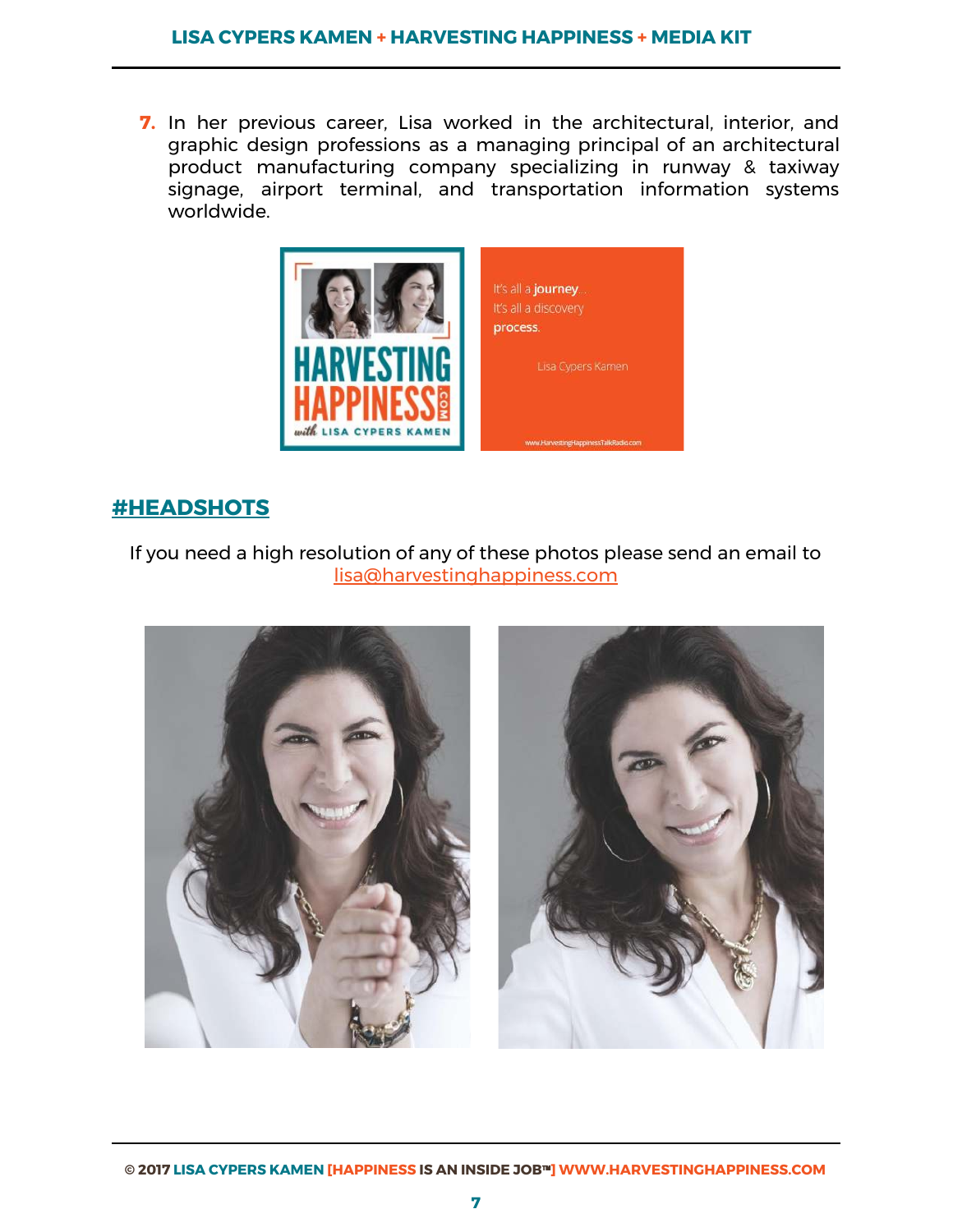7. In her previous career, Lisa worked in the architectural, interior, and graphic design professions as a managing principal of an architectural product manufacturing company specializing in runway & taxiway signage, airport terminal, and transportation information systems worldwide.

## #HEADSHOTS

If you need a high resolution of any of these photos please send an email to lisa@harvestinghappiness.com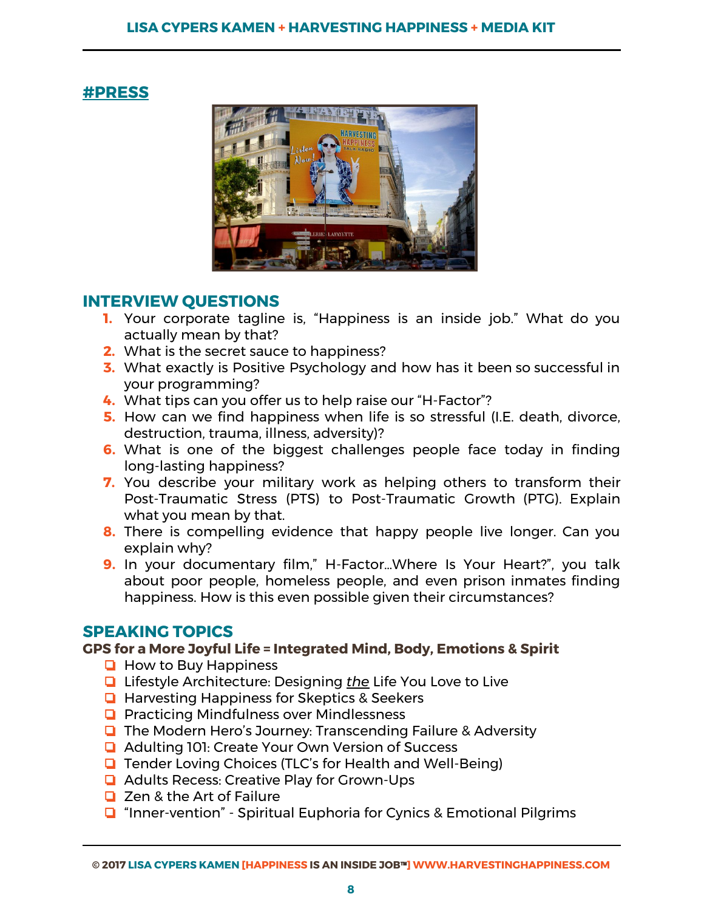## #PRESS

## INTERVIEW QUESTIONS

1. Your corporate tagline is, “Happiness is an inside job.” What do you actually mean by that?
2. What is the secret sauce to happiness?
3. What exactly is Positive Psychology and how has it been so successful in your programming?
4. What tips can you offer us to help raise our “H-Factor”?
5. How can we find happiness when life is so stressful (I.E. death, divorce, destruction, trauma, illness, adversity)?
6. What is one of the biggest challenges people face today in finding long-lasting happiness?
7. You describe your military work as helping others to transform their Post-Traumatic Stress (PTS) to Post-Traumatic Growth (PTG). Explain what you mean by that.
8. There is compelling evidence that happy people live longer. Can you explain why?
9. In your documentary film,” H-Factor…Where Is Your Heart?”, you talk about poor people, homeless people, and even prison inmates finding happiness. How is this even possible given their circumstances?

## SPEAKING TOPICS

**GPS for a More Joyful Life = Integrated Mind, Body, Emotions & Spirit**

- How to Buy Happiness
- Lifestyle Architecture: Designing *the* Life You Love to Live
- Harvesting Happiness for Skeptics & Seekers
- Practicing Mindfulness over Mindlessness
- The Modern Hero’s Journey: Transcending Failure & Adversity
- Adulting 101: Create Your Own Version of Success
- Tender Loving Choices (TLC’s for Health and Well-Being)
- Adults Recess: Creative Play for Grown-Ups
- Zen & the Art of Failure
- “Inner-vention” - Spiritual Euphoria for Cynics & Emotional Pilgrims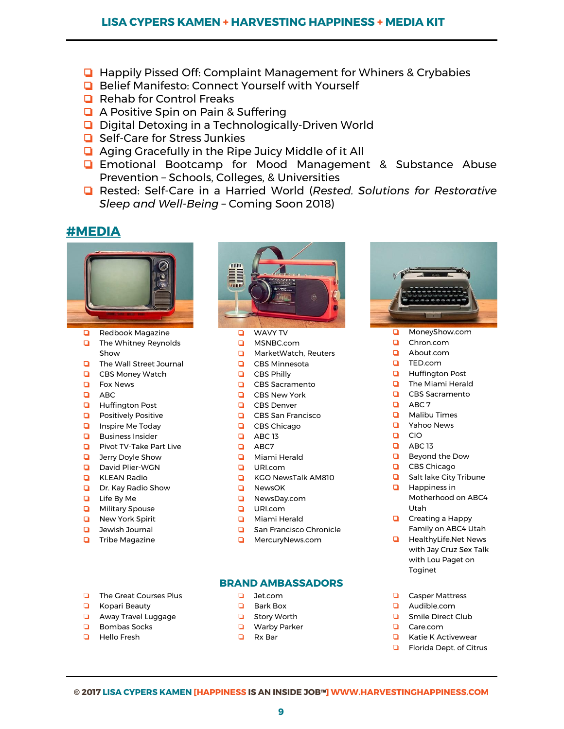- Happily Pissed Off: Complaint Management for Whiners & Crybabies
- Belief Manifesto: Connect Yourself with Yourself
- Rehab for Control Freaks
- A Positive Spin on Pain & Suffering
- Digital Detoxing in a Technologically-Driven World
- Self-Care for Stress Junkies
- Aging Gracefully in the Ripe Juicy Middle of it All
- Emotional Bootcamp for Mood Management & Substance Abuse Prevention – Schools, Colleges, & Universities
- Rested: Self-Care in a Harried World (*Rested. Solutions for Restorative Sleep and Well-Being* – Coming Soon 2018)

## #MEDIA

- Redbook Magazine
- The Whitney Reynolds Show
- The Wall Street Journal
- CBS Money Watch
- Fox News
- ABC
- Huffington Post
- Positively Positive
- Inspire Me Today
- Business Insider
- Pivot TV-Take Part Live
- Jerry Doyle Show
- David Plier-WGN
- KLEAN Radio
- Dr. Kay Radio Show
- Life By Me
- Military Spouse
- New York Spirit
- Jewish Journal
- Tribe Magazine

- WAVY TV
- MSNBC.com
- MarketWatch, Reuters
- CBS Minnesota
- CBS Philly
- CBS Sacramento
- CBS New York
- CBS Denver
- CBS San Francisco
- CBS Chicago
- ABC 13
- ABC7
- Miami Herald
- URI.com
- KGO NewsTalk AM810
- NewsOK
- NewsDay.com
- URI.com
- Miami Herald
- San Francisco Chronicle
- MercuryNews.com

- MoneyShow.com
- Chron.com
- About.com
- TED.com
- Huffington Post
- The Miami Herald
- CBS Sacramento
- ABC 7
- Malibu Times
- Yahoo News
- CIO
- ABC 13
- Beyond the Dow
- CBS Chicago
- Salt lake City Tribune
- Happiness in Motherhood on ABC4 Utah
- Creating a Happy Family on ABC4 Utah
- HealthyLife.Net News with Jay Cruz Sex Talk with Lou Paget on Toginet

## BRAND AMBASSADORS

- The Great Courses Plus
- Kopari Beauty
- Away Travel Luggage
- Bombas Socks
- Hello Fresh

- Jet.com
- Bark Box
- Story Worth
- Warby Parker
- Rx Bar

- Casper Mattress
- Audible.com
- Smile Direct Club
- Care.com
- Katie K Activewear
- Florida Dept. of Citrus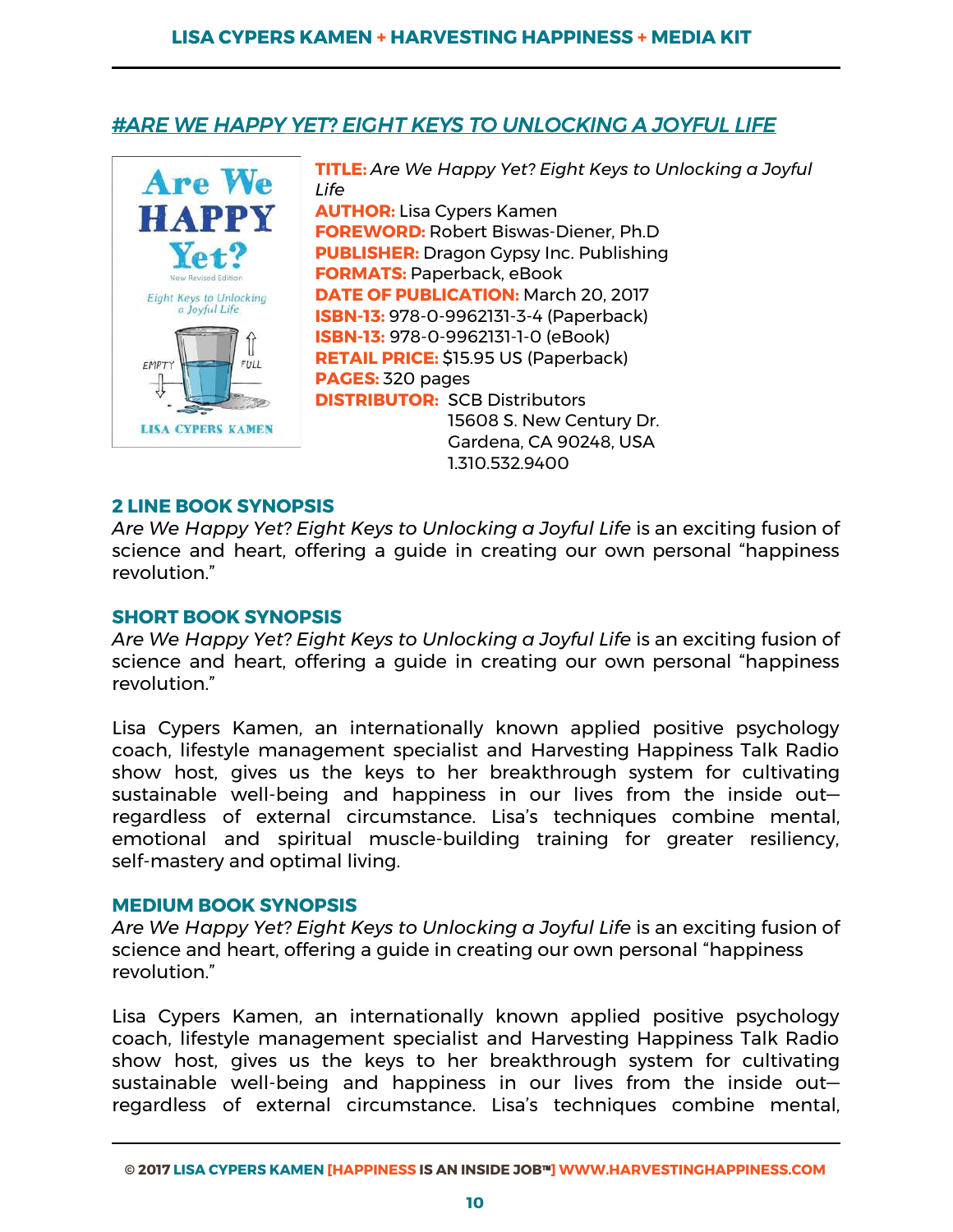## #ARE WE HAPPY YET? EIGHT KEYS TO UNLOCKING A JOYFUL LIFE

**TITLE:** *Are We Happy Yet? Eight Keys to Unlocking a Joyful Life*
**AUTHOR:** Lisa Cypers Kamen
**FOREWORD:** Robert Biswas-Diener, Ph.D
**PUBLISHER:** Dragon Gypsy Inc. Publishing
**FORMATS:** Paperback, eBook
**DATE OF PUBLICATION:** March 20, 2017
**ISBN-13:** 978-0-9962131-3-4 (Paperback)
**ISBN-13:** 978-0-9962131-1-0 (eBook)
**RETAIL PRICE:** $15.95 US (Paperback)
**PAGES:** 320 pages
**DISTRIBUTOR:** SCB Distributors
15608 S. New Century Dr.
Gardena, CA 90248, USA
1.310.532.9400

### 2 LINE BOOK SYNOPSIS

*Are We Happy Yet? Eight Keys to Unlocking a Joyful Life* is an exciting fusion of science and heart, offering a guide in creating our own personal "happiness revolution."

### SHORT BOOK SYNOPSIS

*Are We Happy Yet? Eight Keys to Unlocking a Joyful Life* is an exciting fusion of science and heart, offering a guide in creating our own personal "happiness revolution."

Lisa Cypers Kamen, an internationally known applied positive psychology coach, lifestyle management specialist and Harvesting Happiness Talk Radio show host, gives us the keys to her breakthrough system for cultivating sustainable well-being and happiness in our lives from the inside out—regardless of external circumstance. Lisa's techniques combine mental, emotional and spiritual muscle-building training for greater resiliency, self-mastery and optimal living.

### MEDIUM BOOK SYNOPSIS

*Are We Happy Yet? Eight Keys to Unlocking a Joyful Life* is an exciting fusion of science and heart, offering a guide in creating our own personal "happiness revolution."

Lisa Cypers Kamen, an internationally known applied positive psychology coach, lifestyle management specialist and Harvesting Happiness Talk Radio show host, gives us the keys to her breakthrough system for cultivating sustainable well-being and happiness in our lives from the inside out—regardless of external circumstance. Lisa's techniques combine mental,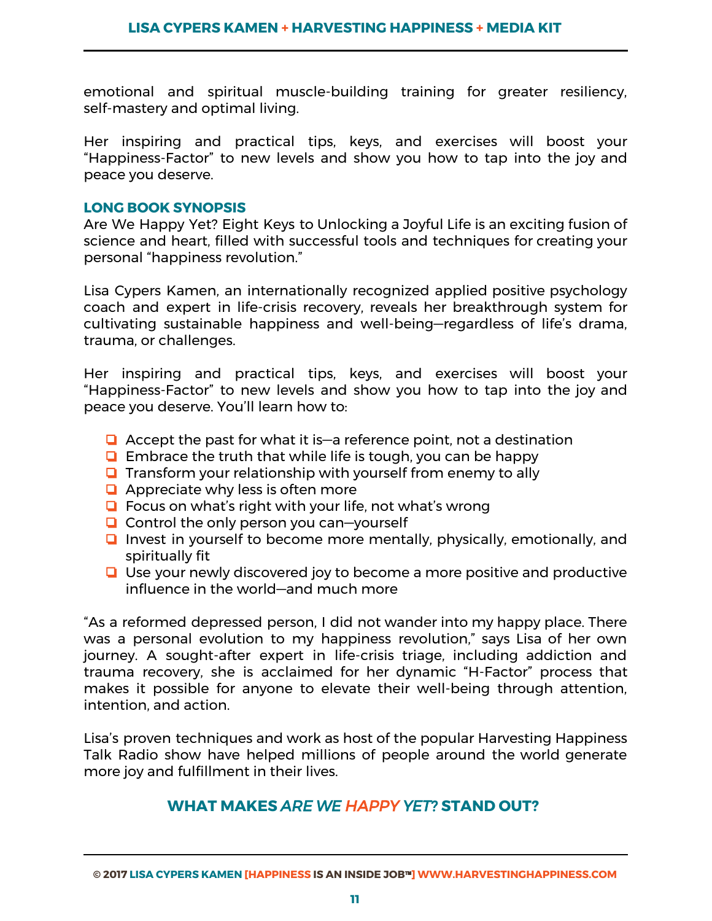emotional and spiritual muscle-building training for greater resiliency, self-mastery and optimal living.

Her inspiring and practical tips, keys, and exercises will boost your "Happiness-Factor" to new levels and show you how to tap into the joy and peace you deserve.

### LONG BOOK SYNOPSIS

Are We Happy Yet? Eight Keys to Unlocking a Joyful Life is an exciting fusion of science and heart, filled with successful tools and techniques for creating your personal "happiness revolution."

Lisa Cypers Kamen, an internationally recognized applied positive psychology coach and expert in life-crisis recovery, reveals her breakthrough system for cultivating sustainable happiness and well-being—regardless of life's drama, trauma, or challenges.

Her inspiring and practical tips, keys, and exercises will boost your "Happiness-Factor" to new levels and show you how to tap into the joy and peace you deserve. You'll learn how to:

- Accept the past for what it is—a reference point, not a destination
- Embrace the truth that while life is tough, you can be happy
- Transform your relationship with yourself from enemy to ally
- Appreciate why less is often more
- Focus on what's right with your life, not what's wrong
- Control the only person you can—yourself
- Invest in yourself to become more mentally, physically, emotionally, and spiritually fit
- Use your newly discovered joy to become a more positive and productive influence in the world—and much more

"As a reformed depressed person, I did not wander into my happy place. There was a personal evolution to my happiness revolution," says Lisa of her own journey. A sought-after expert in life-crisis triage, including addiction and trauma recovery, she is acclaimed for her dynamic "H-Factor" process that makes it possible for anyone to elevate their well-being through attention, intention, and action.

Lisa's proven techniques and work as host of the popular Harvesting Happiness Talk Radio show have helped millions of people around the world generate more joy and fulfillment in their lives.

## WHAT MAKES *ARE WE HAPPY YET?* STAND OUT?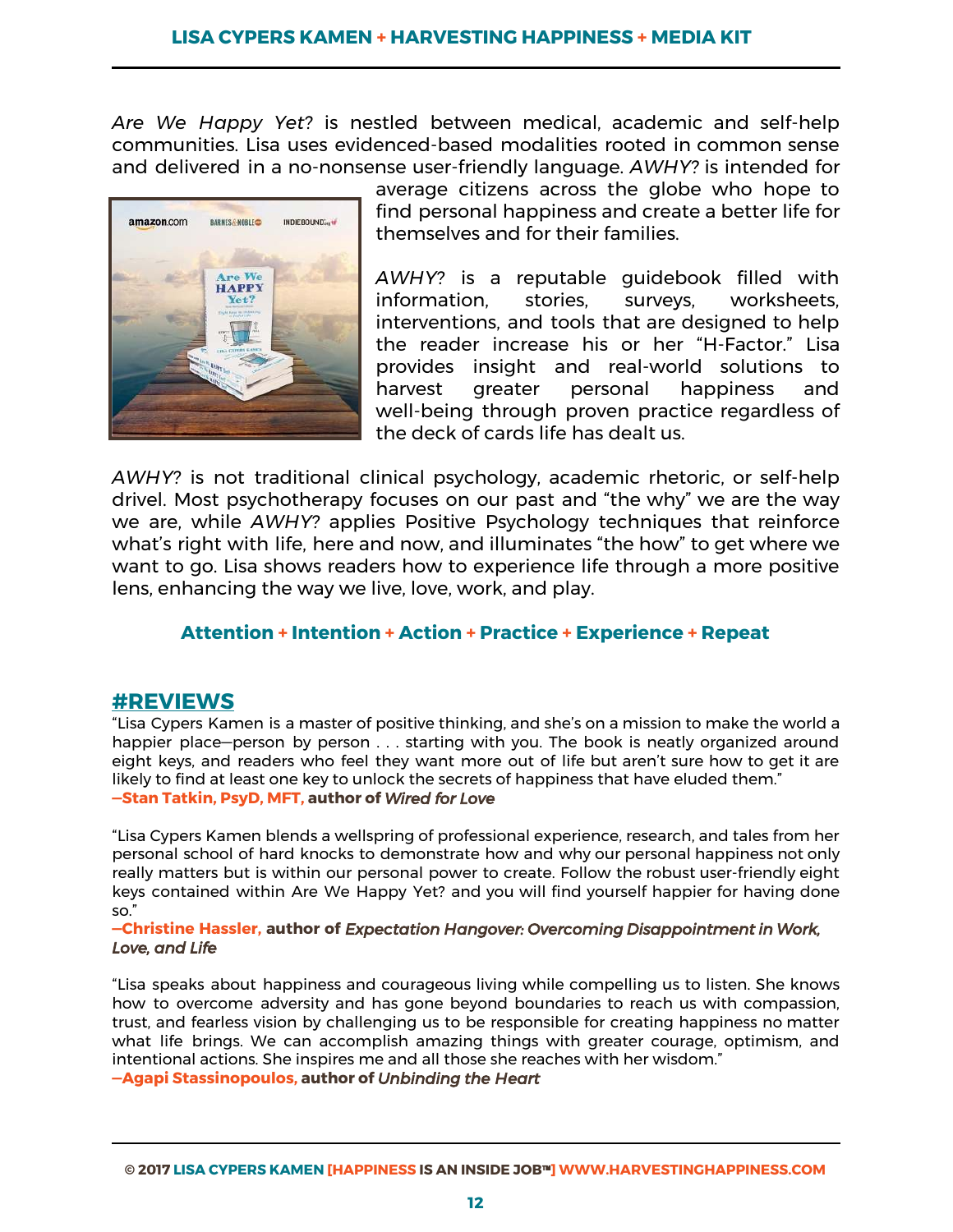*Are We Happy Yet*? is nestled between medical, academic and self-help communities. Lisa uses evidenced-based modalities rooted in common sense and delivered in a no-nonsense user-friendly language. *AWHY*? is intended for average citizens across the globe who hope to find personal happiness and create a better life for themselves and for their families.

*AWHY*? is a reputable guidebook filled with information, stories, surveys, worksheets, interventions, and tools that are designed to help the reader increase his or her "H-Factor." Lisa provides insight and real-world solutions to harvest greater personal happiness and well-being through proven practice regardless of the deck of cards life has dealt us.

*AWHY*? is not traditional clinical psychology, academic rhetoric, or self-help drivel. Most psychotherapy focuses on our past and "the why" we are the way we are, while *AWHY*? applies Positive Psychology techniques that reinforce what's right with life, here and now, and illuminates "the how" to get where we want to go. Lisa shows readers how to experience life through a more positive lens, enhancing the way we live, love, work, and play.

**Attention + Intention + Action + Practice + Experience + Repeat**

## #REVIEWS

"Lisa Cypers Kamen is a master of positive thinking, and she's on a mission to make the world a happier place—person by person . . . starting with you. The book is neatly organized around eight keys, and readers who feel they want more out of life but aren't sure how to get it are likely to find at least one key to unlock the secrets of happiness that have eluded them."
**—Stan Tatkin, PsyD, MFT, author of *Wired for Love***

"Lisa Cypers Kamen blends a wellspring of professional experience, research, and tales from her personal school of hard knocks to demonstrate how and why our personal happiness not only really matters but is within our personal power to create. Follow the robust user-friendly eight keys contained within Are We Happy Yet? and you will find yourself happier for having done so."
**—Christine Hassler, author of *Expectation Hangover: Overcoming Disappointment in Work, Love, and Life***

"Lisa speaks about happiness and courageous living while compelling us to listen. She knows how to overcome adversity and has gone beyond boundaries to reach us with compassion, trust, and fearless vision by challenging us to be responsible for creating happiness no matter what life brings. We can accomplish amazing things with greater courage, optimism, and intentional actions. She inspires me and all those she reaches with her wisdom."
**—Agapi Stassinopoulos, author of *Unbinding the Heart***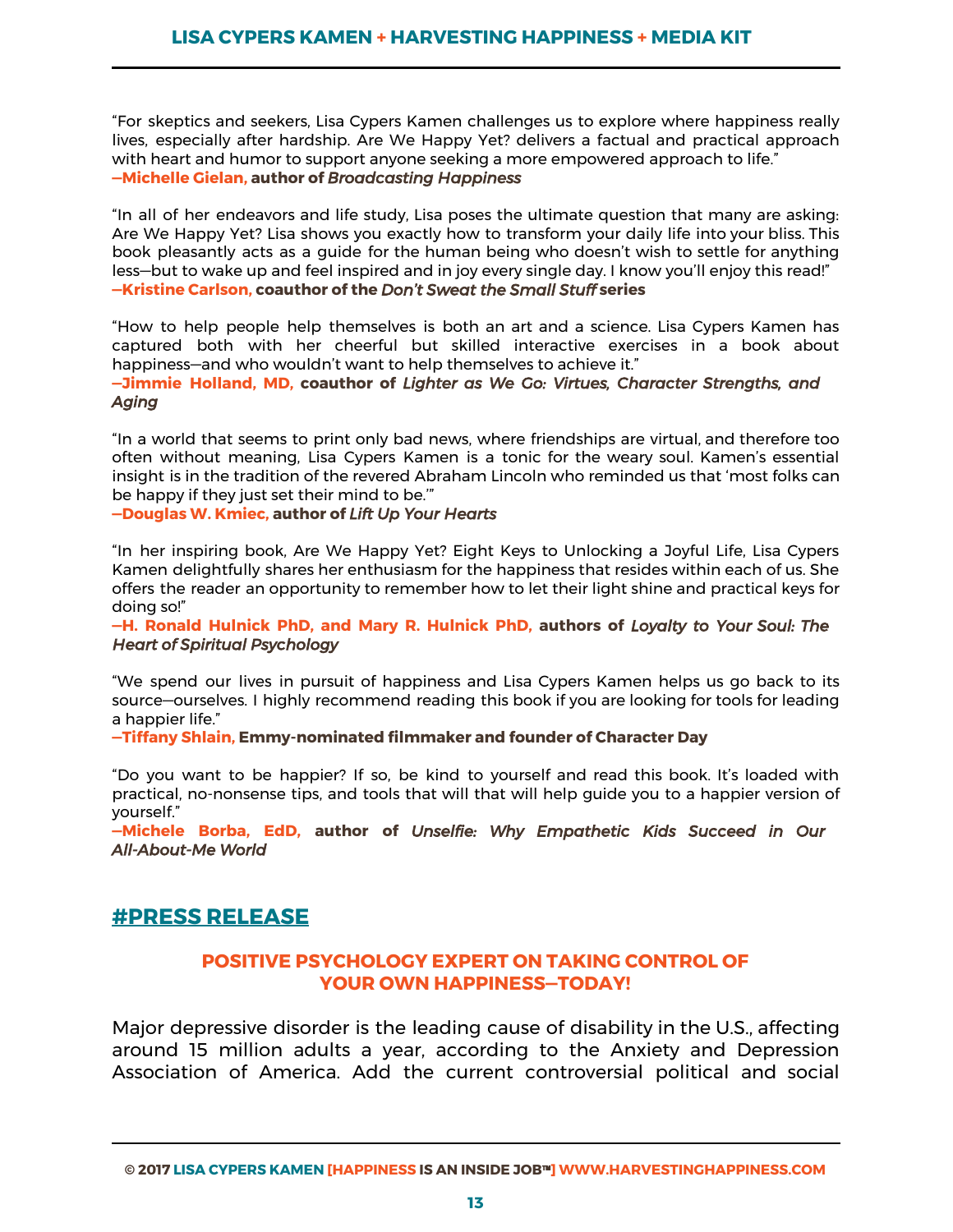"For skeptics and seekers, Lisa Cypers Kamen challenges us to explore where happiness really lives, especially after hardship. Are We Happy Yet? delivers a factual and practical approach with heart and humor to support anyone seeking a more empowered approach to life."
**—Michelle Gielan, author of *Broadcasting Happiness***

"In all of her endeavors and life study, Lisa poses the ultimate question that many are asking: Are We Happy Yet? Lisa shows you exactly how to transform your daily life into your bliss. This book pleasantly acts as a guide for the human being who doesn't wish to settle for anything less—but to wake up and feel inspired and in joy every single day. I know you'll enjoy this read!"
**—Kristine Carlson, coauthor of the *Don't Sweat the Small Stuff* series**

"How to help people help themselves is both an art and a science. Lisa Cypers Kamen has captured both with her cheerful but skilled interactive exercises in a book about happiness—and who wouldn't want to help themselves to achieve it."
**—Jimmie Holland, MD, coauthor of *Lighter as We Go: Virtues, Character Strengths, and Aging***

"In a world that seems to print only bad news, where friendships are virtual, and therefore too often without meaning, Lisa Cypers Kamen is a tonic for the weary soul. Kamen's essential insight is in the tradition of the revered Abraham Lincoln who reminded us that 'most folks can be happy if they just set their mind to be.'"
**—Douglas W. Kmiec, author of *Lift Up Your Hearts***

"In her inspiring book, Are We Happy Yet? Eight Keys to Unlocking a Joyful Life, Lisa Cypers Kamen delightfully shares her enthusiasm for the happiness that resides within each of us. She offers the reader an opportunity to remember how to let their light shine and practical keys for doing so!"
**—H. Ronald Hulnick PhD, and Mary R. Hulnick PhD, authors of *Loyalty to Your Soul: The Heart of Spiritual Psychology***

"We spend our lives in pursuit of happiness and Lisa Cypers Kamen helps us go back to its source—ourselves. I highly recommend reading this book if you are looking for tools for leading a happier life."
**—Tiffany Shlain, Emmy-nominated filmmaker and founder of Character Day**

"Do you want to be happier? If so, be kind to yourself and read this book. It's loaded with practical, no-nonsense tips, and tools that will that will help guide you to a happier version of yourself."
**—Michele Borba, EdD, author of *Unselfie: Why Empathetic Kids Succeed in Our All-About-Me World***

## #PRESS RELEASE

### POSITIVE PSYCHOLOGY EXPERT ON TAKING CONTROL OF YOUR OWN HAPPINESS—TODAY!

Major depressive disorder is the leading cause of disability in the U.S., affecting around 15 million adults a year, according to the Anxiety and Depression Association of America. Add the current controversial political and social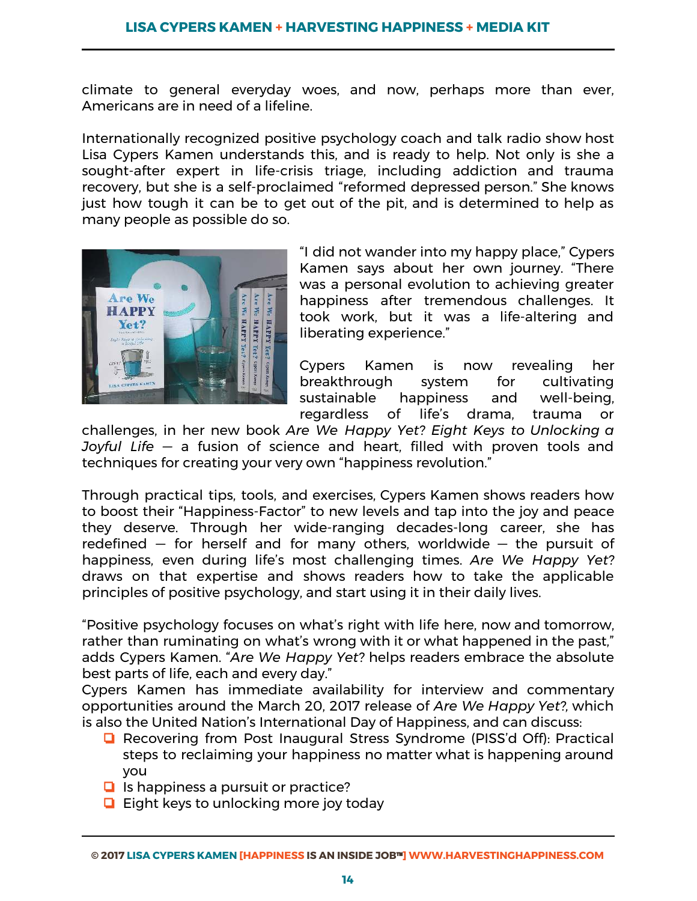climate to general everyday woes, and now, perhaps more than ever, Americans are in need of a lifeline.

Internationally recognized positive psychology coach and talk radio show host Lisa Cypers Kamen understands this, and is ready to help. Not only is she a sought-after expert in life-crisis triage, including addiction and trauma recovery, but she is a self-proclaimed "reformed depressed person." She knows just how tough it can be to get out of the pit, and is determined to help as many people as possible do so.

"I did not wander into my happy place," Cypers Kamen says about her own journey. "There was a personal evolution to achieving greater happiness after tremendous challenges. It took work, but it was a life-altering and liberating experience."

Cypers Kamen is now revealing her breakthrough system for cultivating sustainable happiness and well-being, regardless of life's drama, trauma or challenges, in her new book *Are We Happy Yet? Eight Keys to Unlocking a Joyful Life* — a fusion of science and heart, filled with proven tools and techniques for creating your very own "happiness revolution."

Through practical tips, tools, and exercises, Cypers Kamen shows readers how to boost their "Happiness-Factor" to new levels and tap into the joy and peace they deserve. Through her wide-ranging decades-long career, she has redefined — for herself and for many others, worldwide — the pursuit of happiness, even during life's most challenging times. *Are We Happy Yet?* draws on that expertise and shows readers how to take the applicable principles of positive psychology, and start using it in their daily lives.

"Positive psychology focuses on what's right with life here, now and tomorrow, rather than ruminating on what's wrong with it or what happened in the past," adds Cypers Kamen. "*Are We Happy Yet?* helps readers embrace the absolute best parts of life, each and every day."

Cypers Kamen has immediate availability for interview and commentary opportunities around the March 20, 2017 release of *Are We Happy Yet?*, which is also the United Nation's International Day of Happiness, and can discuss:

- Recovering from Post Inaugural Stress Syndrome (PISS'd Off): Practical steps to reclaiming your happiness no matter what is happening around you
- Is happiness a pursuit or practice?
- Eight keys to unlocking more joy today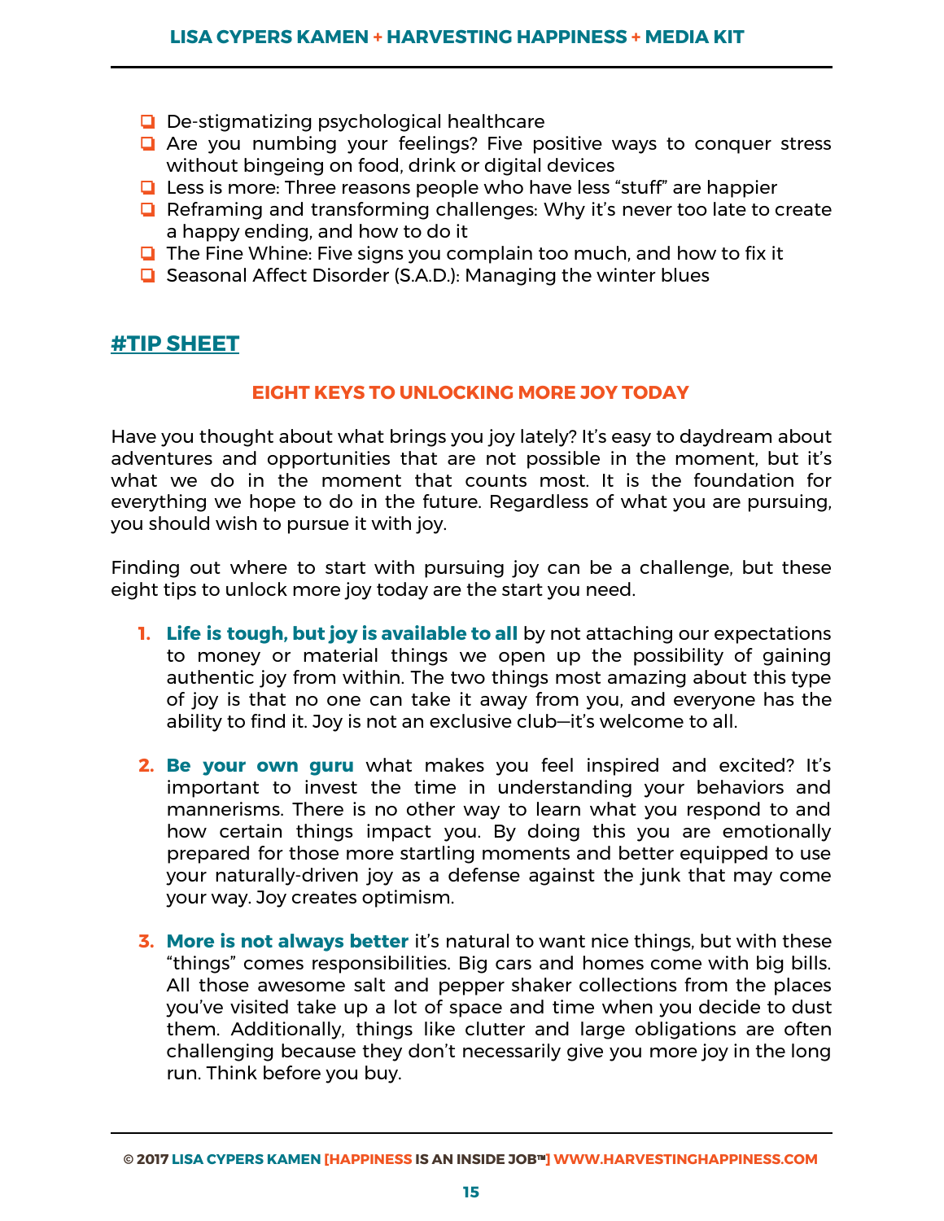- De-stigmatizing psychological healthcare
- Are you numbing your feelings? Five positive ways to conquer stress without bingeing on food, drink or digital devices
- Less is more: Three reasons people who have less "stuff" are happier
- Reframing and transforming challenges: Why it's never too late to create a happy ending, and how to do it
- The Fine Whine: Five signs you complain too much, and how to fix it
- Seasonal Affect Disorder (S.A.D.): Managing the winter blues

## #TIP SHEET

### EIGHT KEYS TO UNLOCKING MORE JOY TODAY

Have you thought about what brings you joy lately? It's easy to daydream about adventures and opportunities that are not possible in the moment, but it's what we do in the moment that counts most. It is the foundation for everything we hope to do in the future. Regardless of what you are pursuing, you should wish to pursue it with joy.

Finding out where to start with pursuing joy can be a challenge, but these eight tips to unlock more joy today are the start you need.

1. **Life is tough, but joy is available to all** by not attaching our expectations to money or material things we open up the possibility of gaining authentic joy from within. The two things most amazing about this type of joy is that no one can take it away from you, and everyone has the ability to find it. Joy is not an exclusive club—it's welcome to all.

2. **Be your own guru** what makes you feel inspired and excited? It's important to invest the time in understanding your behaviors and mannerisms. There is no other way to learn what you respond to and how certain things impact you. By doing this you are emotionally prepared for those more startling moments and better equipped to use your naturally-driven joy as a defense against the junk that may come your way. Joy creates optimism.

3. **More is not always better** it's natural to want nice things, but with these "things" comes responsibilities. Big cars and homes come with big bills. All those awesome salt and pepper shaker collections from the places you've visited take up a lot of space and time when you decide to dust them. Additionally, things like clutter and large obligations are often challenging because they don't necessarily give you more joy in the long run. Think before you buy.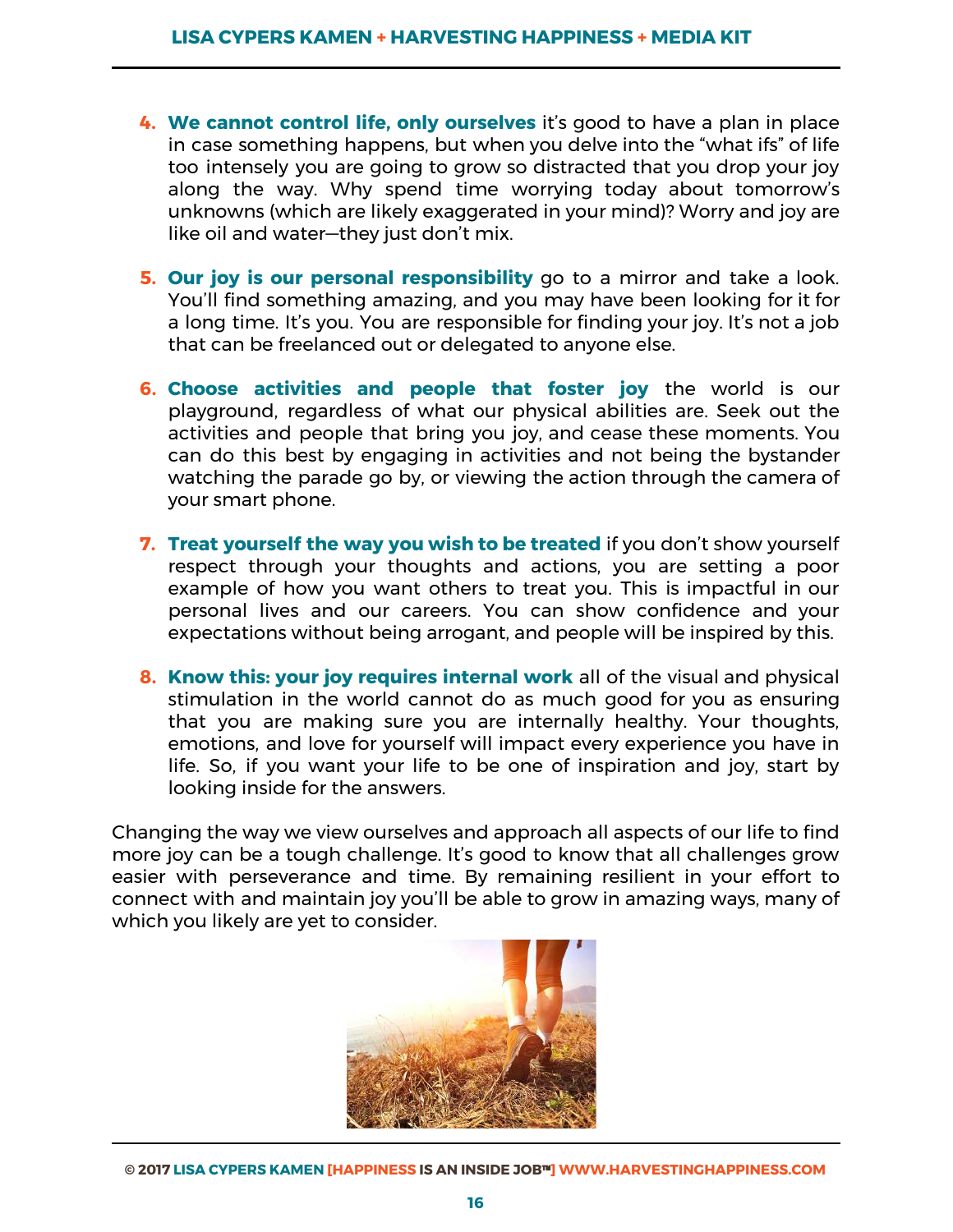4. **We cannot control life, only ourselves** it's good to have a plan in place in case something happens, but when you delve into the "what ifs" of life too intensely you are going to grow so distracted that you drop your joy along the way. Why spend time worrying today about tomorrow's unknowns (which are likely exaggerated in your mind)? Worry and joy are like oil and water—they just don't mix.

5. **Our joy is our personal responsibility** go to a mirror and take a look. You'll find something amazing, and you may have been looking for it for a long time. It's you. You are responsible for finding your joy. It's not a job that can be freelanced out or delegated to anyone else.

6. **Choose activities and people that foster joy** the world is our playground, regardless of what our physical abilities are. Seek out the activities and people that bring you joy, and cease these moments. You can do this best by engaging in activities and not being the bystander watching the parade go by, or viewing the action through the camera of your smart phone.

7. **Treat yourself the way you wish to be treated** if you don't show yourself respect through your thoughts and actions, you are setting a poor example of how you want others to treat you. This is impactful in our personal lives and our careers. You can show confidence and your expectations without being arrogant, and people will be inspired by this.

8. **Know this: your joy requires internal work** all of the visual and physical stimulation in the world cannot do as much good for you as ensuring that you are making sure you are internally healthy. Your thoughts, emotions, and love for yourself will impact every experience you have in life. So, if you want your life to be one of inspiration and joy, start by looking inside for the answers.

Changing the way we view ourselves and approach all aspects of our life to find more joy can be a tough challenge. It's good to know that all challenges grow easier with perseverance and time. By remaining resilient in your effort to connect with and maintain joy you'll be able to grow in amazing ways, many of which you likely are yet to consider.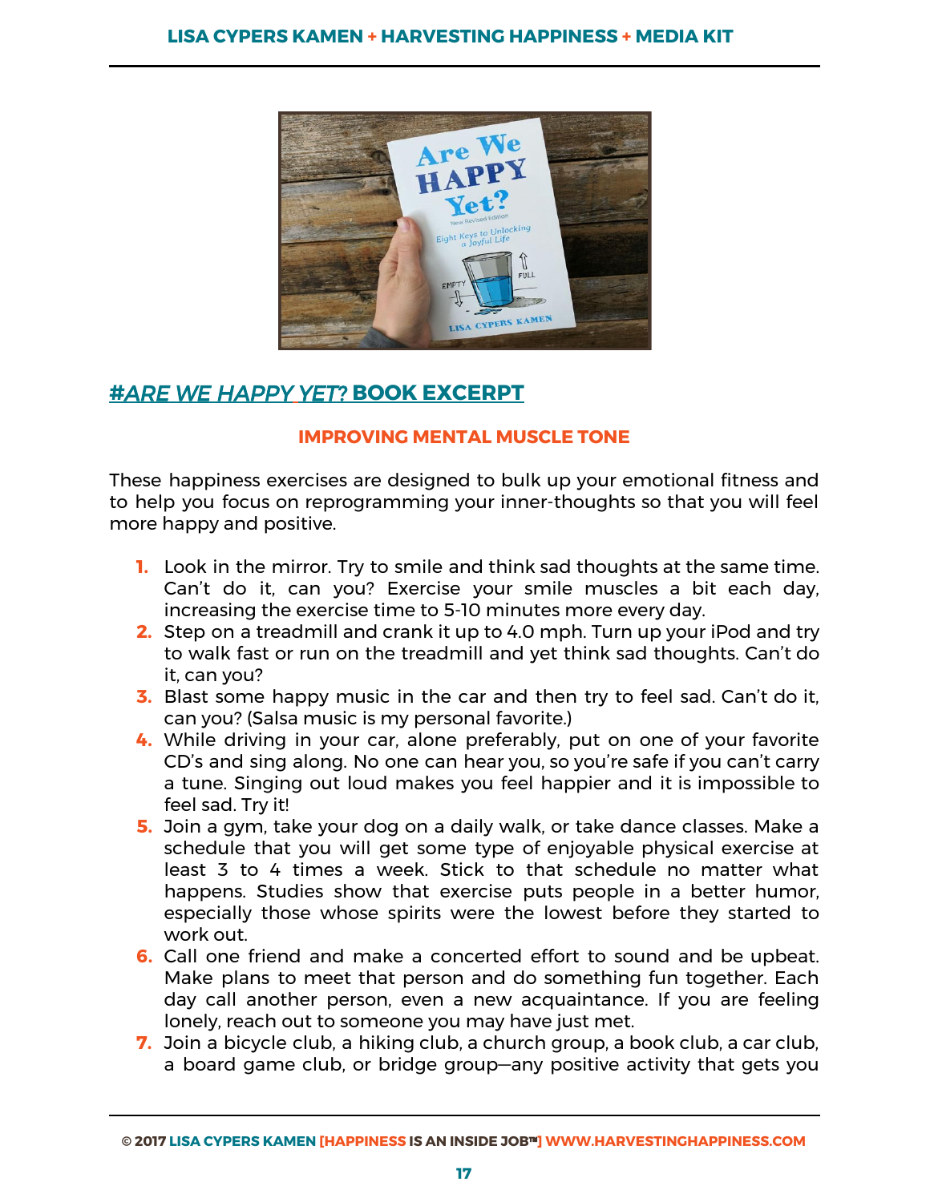## *#ARE WE HAPPY YET?* BOOK EXCERPT

### IMPROVING MENTAL MUSCLE TONE

These happiness exercises are designed to bulk up your emotional fitness and to help you focus on reprogramming your inner-thoughts so that you will feel more happy and positive.

1. Look in the mirror. Try to smile and think sad thoughts at the same time. Can't do it, can you? Exercise your smile muscles a bit each day, increasing the exercise time to 5-10 minutes more every day.
2. Step on a treadmill and crank it up to 4.0 mph. Turn up your iPod and try to walk fast or run on the treadmill and yet think sad thoughts. Can't do it, can you?
3. Blast some happy music in the car and then try to feel sad. Can't do it, can you? (Salsa music is my personal favorite.)
4. While driving in your car, alone preferably, put on one of your favorite CD's and sing along. No one can hear you, so you're safe if you can't carry a tune. Singing out loud makes you feel happier and it is impossible to feel sad. Try it!
5. Join a gym, take your dog on a daily walk, or take dance classes. Make a schedule that you will get some type of enjoyable physical exercise at least 3 to 4 times a week. Stick to that schedule no matter what happens. Studies show that exercise puts people in a better humor, especially those whose spirits were the lowest before they started to work out.
6. Call one friend and make a concerted effort to sound and be upbeat. Make plans to meet that person and do something fun together. Each day call another person, even a new acquaintance. If you are feeling lonely, reach out to someone you may have just met.
7. Join a bicycle club, a hiking club, a church group, a book club, a car club, a board game club, or bridge group—any positive activity that gets you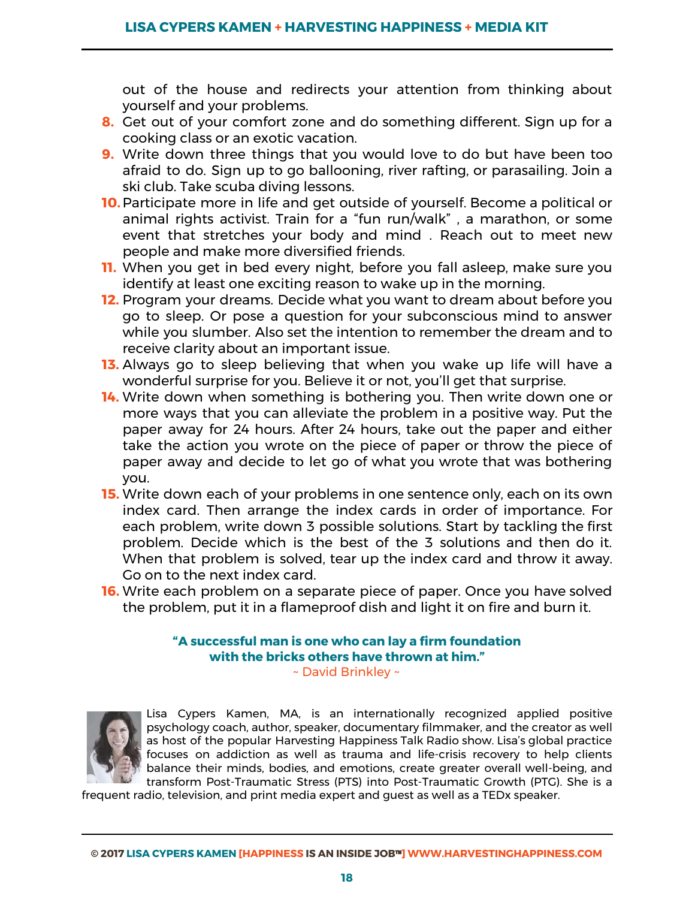out of the house and redirects your attention from thinking about yourself and your problems.

8. Get out of your comfort zone and do something different. Sign up for a cooking class or an exotic vacation.
9. Write down three things that you would love to do but have been too afraid to do. Sign up to go ballooning, river rafting, or parasailing. Join a ski club. Take scuba diving lessons.
10. Participate more in life and get outside of yourself. Become a political or animal rights activist. Train for a "fun run/walk" , a marathon, or some event that stretches your body and mind . Reach out to meet new people and make more diversified friends.
11. When you get in bed every night, before you fall asleep, make sure you identify at least one exciting reason to wake up in the morning.
12. Program your dreams. Decide what you want to dream about before you go to sleep. Or pose a question for your subconscious mind to answer while you slumber. Also set the intention to remember the dream and to receive clarity about an important issue.
13. Always go to sleep believing that when you wake up life will have a wonderful surprise for you. Believe it or not, you'll get that surprise.
14. Write down when something is bothering you. Then write down one or more ways that you can alleviate the problem in a positive way. Put the paper away for 24 hours. After 24 hours, take out the paper and either take the action you wrote on the piece of paper or throw the piece of paper away and decide to let go of what you wrote that was bothering you.
15. Write down each of your problems in one sentence only, each on its own index card. Then arrange the index cards in order of importance. For each problem, write down 3 possible solutions. Start by tackling the first problem. Decide which is the best of the 3 solutions and then do it. When that problem is solved, tear up the index card and throw it away. Go on to the next index card.
16. Write each problem on a separate piece of paper. Once you have solved the problem, put it in a flameproof dish and light it on fire and burn it.

**"A successful man is one who can lay a firm foundation with the bricks others have thrown at him."**
~ David Brinkley ~

Lisa Cypers Kamen, MA, is an internationally recognized applied positive psychology coach, author, speaker, documentary filmmaker, and the creator as well as host of the popular Harvesting Happiness Talk Radio show. Lisa's global practice focuses on addiction as well as trauma and life-crisis recovery to help clients balance their minds, bodies, and emotions, create greater overall well-being, and transform Post-Traumatic Stress (PTS) into Post-Traumatic Growth (PTG). She is a frequent radio, television, and print media expert and guest as well as a TEDx speaker.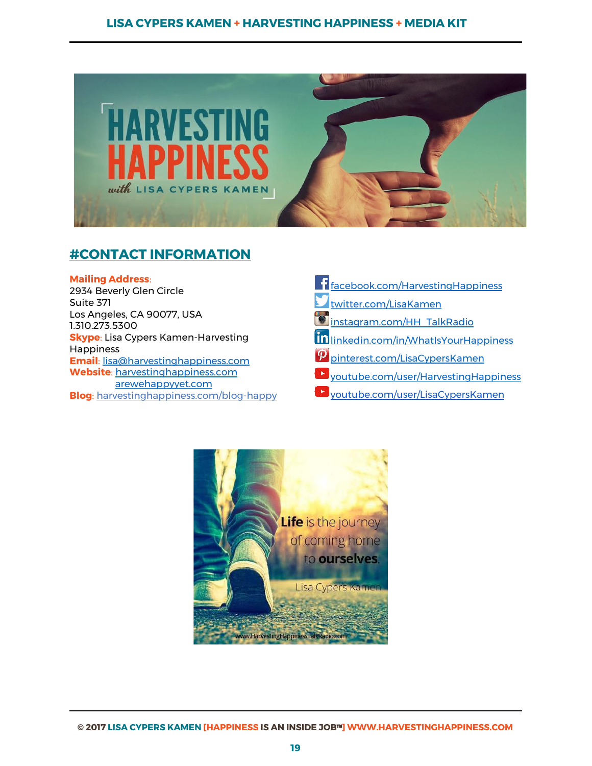## #CONTACT INFORMATION

**Mailing Address**:
2934 Beverly Glen Circle
Suite 371
Los Angeles, CA 90077, USA
1.310.273.5300

**Skype**: Lisa Cypers Kamen-Harvesting Happiness

**Email**: lisa@harvestinghappiness.com

**Website**: harvestinghappiness.com
arewehappyyet.com

**Blog**: harvestinghappiness.com/blog-happy

facebook.com/HarvestingHappiness
twitter.com/LisaKamen
instagram.com/HH_TalkRadio
linkedin.com/in/WhatIsYourHappiness
pinterest.com/LisaCypersKamen
youtube.com/user/HarvestingHappiness
youtube.com/user/LisaCypersKamen

© 2017 LISA CYPERS KAMEN [HAPPINESS IS AN INSIDE JOB™] WWW.HARVESTINGHAPPINESS.COM